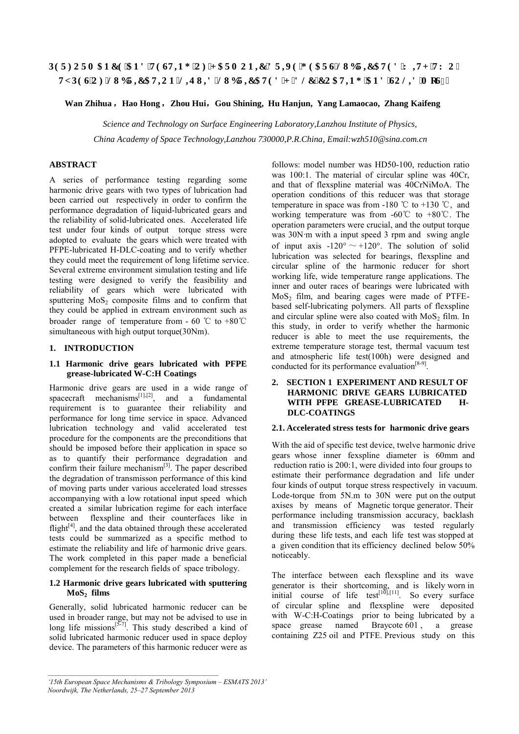# PERFORMANCE AND TESTING OF HARMONIC DRIVE GEARS LUBRICATED WITH TWO TYPES OF LUBRICATION LIQUID LUBRICATED H-DLC COATING AND SOLID $MoS_2$

**Wan Zhihua，Hao Hong，Zhou Hui，Gou Shining, Hu Hanjun, Yang Lamaocao, Zhang Kaifeng**

*Science and Technology on Surface Engineering Laboratory,Lanzhou Institute of Physics,*

*China Academy of Space Technology,Lanzhou 730000,P.R.China, Email:wzh510@sina.com.cn*

## ABSTRACT

A series of performance testing regarding some harmonic drive gears with two types of lubrication had been carried out respectively in order to confirm the performance degradation of liquid-lubricated gears and the reliability of solid-lubricated ones. Accelerated life test under four kinds of output torque stress were adopted to evaluate the gears which were treated with PFPE-lubricated H-DLC-coating and to verify whether they could meet the requirement of long lifetime service. Several extreme environment simulation testing and life testing were designed to verify the feasibility and reliability of gears which were lubricated with sputtering $MoS_2$ composite films and to confirm that they could be applied in extream environment such as broader range of temperature from - 60 ℃ to +80℃ simultaneous with high output torque(30Nm).

## 1. INTRODUCTION

### 1.1 Harmonic drive gears lubricated with PFPE grease-lubricated W-C:H Coatings

Harmonic drive gears are used in a wide range of spacecraft mechanisms[1],[2], and a fundamental requirement is to guarantee their reliability and performance for long time service in space. Advanced lubrication technology and valid accelerated test procedure for the components are the preconditions that should be imposed before their application in space so as to quantify their performance degradation and confirm their failure mechanism[3]. The paper described the degradation of transmisson performance of this kind of moving parts under various accelerated load stresses accompanying with a low rotational input speed which created a similar lubrication regime for each interface between flexspline and their counterfaces like in flight[4], and the data obtained through these accelerated tests could be summarized as a specific method to estimate the reliability and life of harmonic drive gears. The work completed in this paper made a beneficial complement for the research fields of space tribology.

### 1.2 Harmonic drive gears lubricated with sputtering $MoS_2$ films

Generally, solid lubricated harmonic reducer can be used in broader range, but may not be advised to use in long life missions[5-7]. This study described a kind of solid lubricated harmonic reducer used in space deploy device. The parameters of this harmonic reducer were as follows: model number was HD50-100, reduction ratio was 100:1. The material of circular spline was 40Cr, and that of flexspline material was 40CrNiMoA. The operation conditions of this reducer was that storage temperature in space was from -180 ℃ to +130 ℃, and working temperature was from -60℃ to +80℃. The operation parameters were crucial, and the output torque was 30N·m with a input speed 3 rpm and swing angle of input axis -120°～+120°. The solution of solid lubrication was selected for bearings, flexspline and circular spline of the harmonic reducer for short working life, wide temperature range applications. The inner and outer races of bearings were lubricated with $MoS_2$ film, and bearing cages were made of PTFE-based self-lubricating polymers. All parts of flexspline and circular spline were also coated with $MoS_2$ film. In this study, in order to verify whether the harmonic reducer is able to meet the use requirements, the extreme temperature storage test, thermal vacuum test and atmospheric life test(100h) were designed and conducted for its performance evaluation[8-9].

## 2. SECTION 1 EXPERIMENT AND RESULT OF HARMONIC DRIVE GEARS LUBRICATED WITH PFPE GREASE-LUBRICATED H-DLC-COATINGS

### 2.1. Accelerated stress tests for harmonic drive gears

With the aid of specific test device, twelve harmonic drive gears whose inner fexspline diameter is 60mm and reduction ratio is 200:1, were divided into four groups to estimate their performance degradation and life under four kinds of output torque stress respectively in vacuum. Lode-torque from 5N.m to 30N were put on the output axises by means of Magnetic torque generator. Their performance including transmission accuracy, backlash and transmission efficiency was tested regularly during these life tests, and each life test was stopped at a given condition that its efficiency declined below 50% noticeably.

The interface between each flexspline and its wave generator is their shortcoming, and is likely worn in initial course of life test[10],[11]. So every surface of circular spline and flexspline were deposited with W-C:H-Coatings prior to being lubricated by a space grease named Braycote 601, a grease containing Z25 oil and PTFE. Previous study on this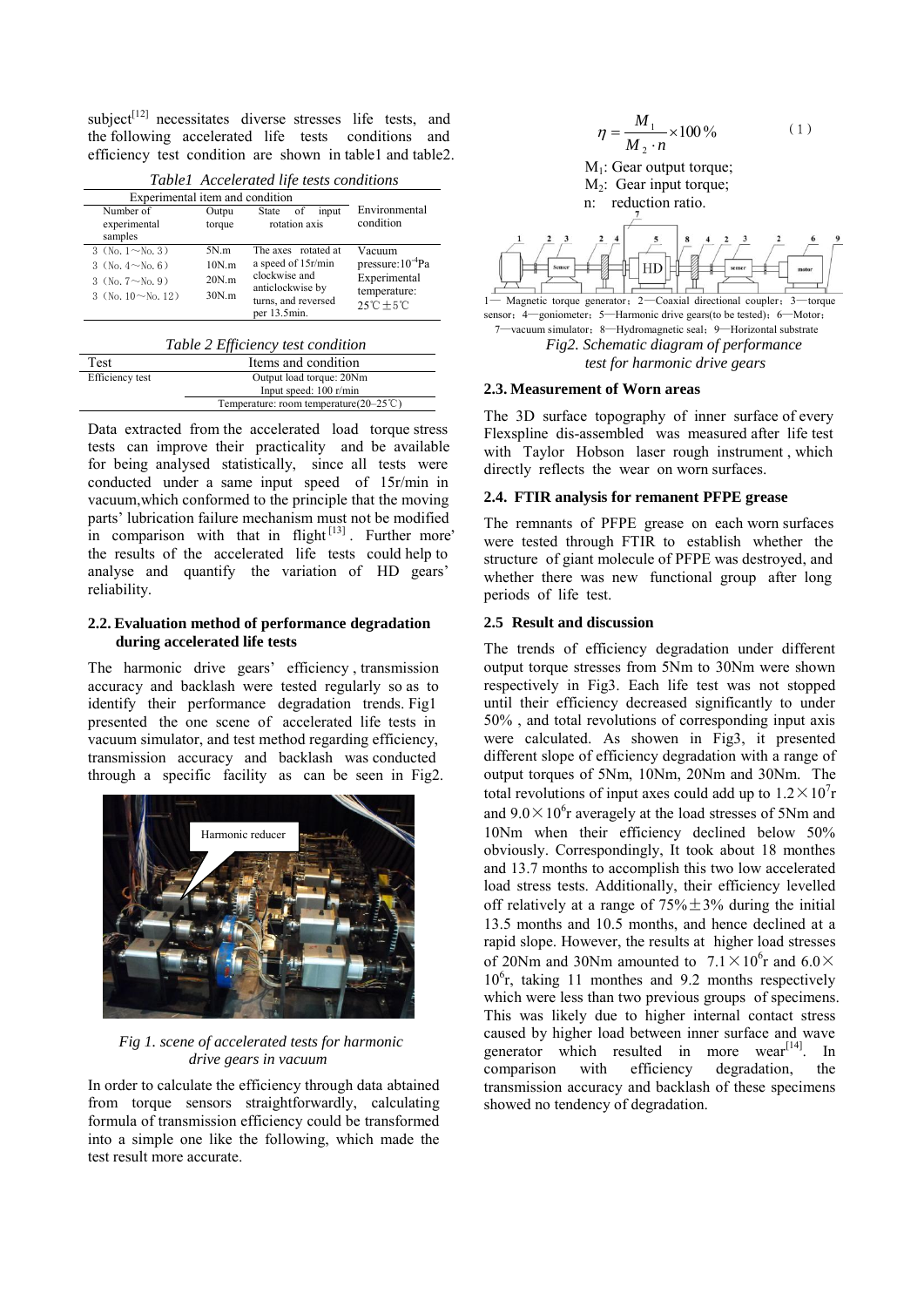subject[12] necessitates diverse stresses life tests, and the following accelerated life tests conditions and efficiency test condition are shown in table1 and table2.

*Table1 Accelerated life tests conditions*

| Experimental item and condition | | | |
|---|---|---|---|
| Number of experimental samples | Outpu torque | State of input rotation axis | Environmental condition |
| 3 (No. 1～No. 3) | 5N.m | The axes rotated at a speed of 15r/min clockwise and anticlockwise by turns, and reversed per 13.5min. | Vacuum pressure: $10^{-4}$Pa Experimental temperature: 25℃±5℃ |
| 3 (No. 4～No. 6) | 10N.m | | |
| 3 (No. 7～No. 9) | 20N.m | | |
| 3 (No. 10～No. 12) | 30N.m | | |

*Table 2 Efficiency test condition*

| Test | Items and condition |
|---|---|
| Efficiency test | Output load torque: 20Nm |
| | Input speed: 100 r/min |
| | Temperature: room temperature(20–25℃) |

Data extracted from the accelerated load torque stress tests can improve their practicality and be available for being analysed statistically, since all tests were conducted under a same input speed of 15r/min in vacuum,which conformed to the principle that the moving parts' lubrication failure mechanism must not be modified in comparison with that in flight[13]. Further more' the results of the accelerated life tests could help to analyse and quantify the variation of HD gears' reliability.

### 2.2. Evaluation method of performance degradation during accelerated life tests

The harmonic drive gears' efficiency, transmission accuracy and backlash were tested regularly so as to identify their performance degradation trends. Fig1 presented the one scene of accelerated life tests in vacuum simulator, and test method regarding efficiency, transmission accuracy and backlash was conducted through a specific facility as can be seen in Fig2.

*Fig 1. scene of accelerated tests for harmonic drive gears in vacuum*

In order to calculate the efficiency through data abtained from torque sensors straightforwardly, calculating formula of transmission efficiency could be transformed into a simple one like the following, which made the test result more accurate.

$$\eta = \frac{M_1}{M_2 \cdot n} \times 100\% \tag{1}$$

$M_1$: Gear output torque;
$M_2$: Gear input torque;
n: reduction ratio.

1— Magnetic torque generator；2—Coaxial directional coupler；3—torque sensor；4—goniometer；5—Harmonic drive gears(to be tested)；6—Motor；7—vacuum simulator；8—Hydromagnetic seal；9—Horizontal substrate

*Fig2. Schematic diagram of performance test for harmonic drive gears*

### 2.3. Measurement of Worn areas

The 3D surface topography of inner surface of every Flexspline dis-assembled was measured after life test with Taylor Hobson laser rough instrument, which directly reflects the wear on worn surfaces.

### 2.4. FTIR analysis for remanent PFPE grease

The remnants of PFPE grease on each worn surfaces were tested through FTIR to establish whether the structure of giant molecule of PFPE was destroyed, and whether there was new functional group after long periods of life test.

### 2.5 Result and discussion

The trends of efficiency degradation under different output torque stresses from 5Nm to 30Nm were shown respectively in Fig3. Each life test was not stopped until their efficiency decreased significantly to under 50%, and total revolutions of corresponding input axis were calculated. As showen in Fig3, it presented different slope of efficiency degradation with a range of output torques of 5Nm, 10Nm, 20Nm and 30Nm. The total revolutions of input axes could add up to $1.2 \times 10^7$r and $9.0 \times 10^6$r averagely at the load stresses of 5Nm and 10Nm when their efficiency declined below 50% obviously. Correspondingly, It took about 18 monthes and 13.7 months to accomplish this two low accelerated load stress tests. Additionally, their efficiency levelled off relatively at a range of 75%±3% during the initial 13.5 months and 10.5 months, and hence declined at a rapid slope. However, the results at higher load stresses of 20Nm and 30Nm amounted to $7.1 \times 10^6$r and $6.0 \times 10^6$r, taking 11 monthes and 9.2 months respectively which were less than two previous groups of specimens. This was likely due to higher internal contact stress caused by higher load between inner surface and wave generator which resulted in more wear[14]. In comparison with efficiency degradation, the transmission accuracy and backlash of these specimens showed no tendency of degradation.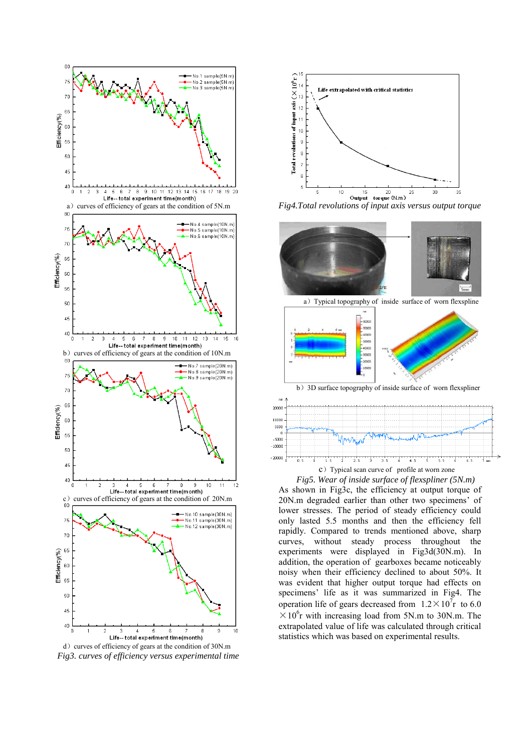a) curves of efficiency of gears at the condition of 5N.m

b) curves of efficiency of gears at the condition of 10N.m

c) curves of efficiency of gears at the condition of 20N.m

d) curves of efficiency of gears at the condition of 30N.m

*Fig3. curves of efficiency versus experimental time*

*Fig4.Total revolutions of input axis versus output torque*

a) Typical topography of inside surface of worn flexspline

b) 3D surface topography of inside surface of worn flexspliner

c) Typical scan curve of profile at worn zone

*Fig5. Wear of inside surface of flexspliner (5N.m)*

As shown in Fig3c, the efficiency at output torque of 20N.m degraded earlier than other two specimens' of lower stresses. The period of steady efficiency could only lasted 5.5 months and then the efficiency fell rapidly. Compared to trends mentioned above, sharp curves, without steady process throughout the experiments were displayed in Fig3d(30N.m). In addition, the operation of gearboxes became noticeably noisy when their efficiency declined to about 50%. It was evident that higher output torque had effects on specimens' life as it was summarized in Fig4. The operation life of gears decreased from $1.2\times10^{7}$r to $6.0\times10^{6}$r with increasing load from 5N.m to 30N.m. The extrapolated value of life was calculated through critical statistics which was based on experimental results.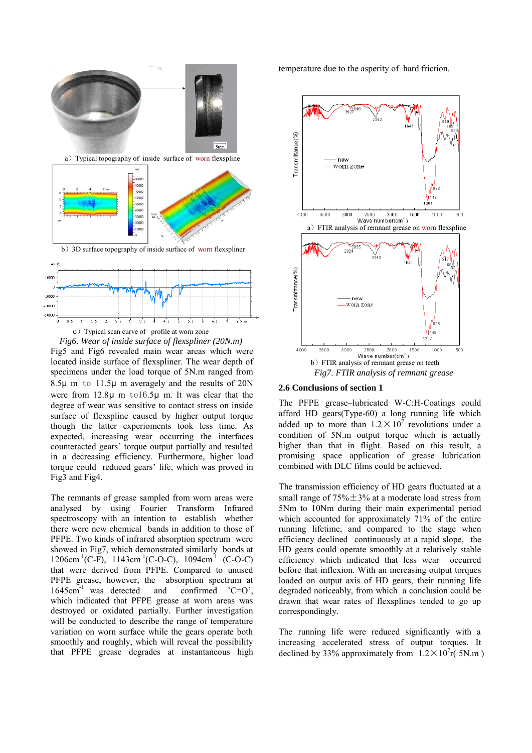a）Typical topography of inside surface of worn flexspline

b）3D surface topography of inside surface of worn flexspliner

c）Typical scan curve of profile at worn zone

*Fig6. Wear of inside surface of flexspliner (20N.m)*

Fig5 and Fig6 revealed main wear areas which were located inside surface of flexspliner. The wear depth of specimens under the load torque of 5N.m ranged from 8.5μ m to 11.5μ m averagely and the results of 20N were from 12.8μ m to16.5μ m. It was clear that the degree of wear was sensitive to contact stress on inside surface of flexspline caused by higher output torque though the latter experioments took less time. As expected, increasing wear occurring the interfaces counteracted gears' torque output partially and resulted in a decreasing efficiency. Furthermore, higher load torque could reduced gears' life, which was proved in Fig3 and Fig4.

The remnants of grease sampled from worn areas were analysed by using Fourier Transform Infrared spectroscopy with an intention to establish whether there were new chemical bands in addition to those of PFPE. Two kinds of infrared absorption spectrum were showed in Fig7, which demonstrated similarly bonds at $1206cm^{-1}$(C-F), $1143cm^{-1}$(C-O-C), $1094cm^{-1}$ (C-O-C) that were derived from PFPE. Compared to unused PFPE grease, however, the absorption spectrum at $1645cm^{-1}$ was detected and confirmed 'C=O', which indicated that PFPE grease at worn areas was destroyed or oxidated partially. Further investigation will be conducted to describe the range of temperature variation on worn surface while the gears operate both smoothly and roughly, which will reveal the possibility that PFPE grease degrades at instantaneous high temperature due to the asperity of hard friction.

a）FTIR analysis of remnant grease on worn flexspline

b）FTIR analysis of remnant grease on teeth

*Fig7. FTIR analysis of remnant grease*

**2.6 Conclusions of section 1**

The PFPE grease–lubricated W-C:H-Coatings could afford HD gears(Type-60) a long running life which added up to more than $1.2\times10^{7}$ revolutions under a condition of 5N.m output torque which is actually higher than that in flight. Based on this result, a promising space application of grease lubrication combined with DLC films could be achieved.

The transmission efficiency of HD gears fluctuated at a small range of 75%±3% at a moderate load stress from 5Nm to 10Nm during their main experimental period which accounted for approximately 71% of the entire running lifetime, and compared to the stage when efficiency declined continuously at a rapid slope, the HD gears could operate smoothly at a relatively stable efficiency which indicated that less wear occurred before that inflexion. With an increasing output torques loaded on output axis of HD gears, their running life degraded noticeably, from which a conclusion could be drawn that wear rates of flexsplines tended to go up correspondingly.

The running life were reduced significantly with a increasing accelerated stress of output torques. It declined by 33% approximately from $1.2\times10^{7}$r( 5N.m )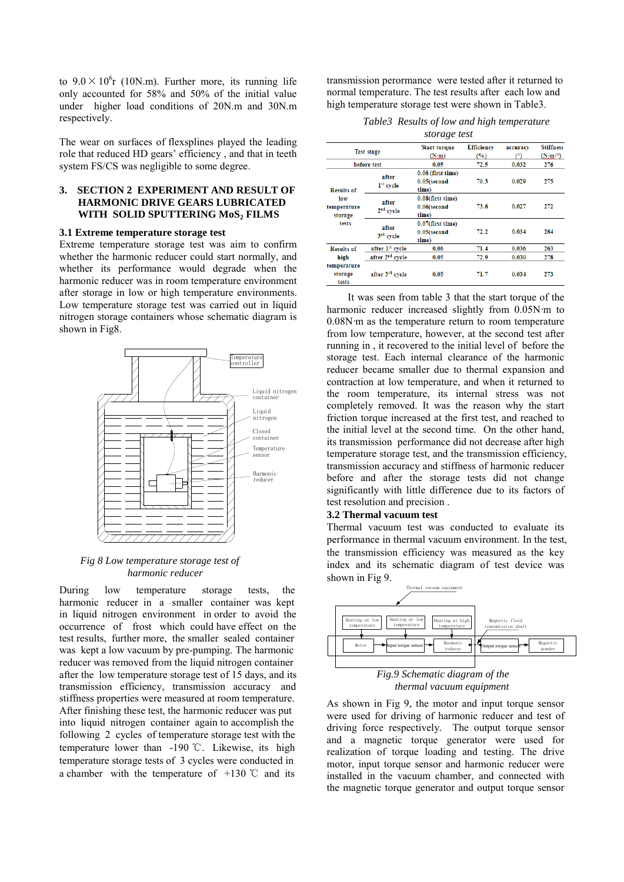to $9.0 \times 10^6$r (10N.m). Further more, its running life only accounted for 58% and 50% of the initial value under higher load conditions of 20N.m and 30N.m respectively.

The wear on surfaces of flexsplines played the leading role that reduced HD gears' efficiency , and that in teeth system FS/CS was negligible to some degree.

## 3. SECTION 2 EXPERIMENT AND RESULT OF HARMONIC DRIVE GEARS LUBRICATED WITH SOLID SPUTTERING $MoS_2$ FILMS

### 3.1 Extreme temperature storage test

Extreme temperature storage test was aim to confirm whether the harmonic reducer could start normally, and whether its performance would degrade when the harmonic reducer was in room temperature environment after storage in low or high temperature environments. Low temperature storage test was carried out in liquid nitrogen storage containers whose schematic diagram is shown in Fig8.

*Fig 8 Low temperature storage test of harmonic reducer*

During low temperature storage tests, the harmonic reducer in a smaller container was kept in liquid nitrogen environment in order to avoid the occurrence of frost which could have effect on the test results, further more, the smaller sealed container was kept a low vacuum by pre-pumping. The harmonic reducer was removed from the liquid nitrogen container after the low temperature storage test of 15 days, and its transmission efficiency, transmission accuracy and stiffness properties were measured at room temperature. After finishing these test, the harmonic reducer was put into liquid nitrogen container again to accomplish the following 2 cycles of temperature storage test with the temperature lower than -190 ℃. Likewise, its high temperature storage tests of 3 cycles were conducted in a chamber with the temperature of +130 ℃ and its transmission perormance were tested after it returned to normal temperature. The test results after each low and high temperature storage test were shown in Table3.

*Table3 Results of low and high temperature storage test*

| Test stage | | Start torque (N.m) | Efficiency (%) | accuracy (′) | Stiffness (N.m/(′)) |
|---|---|---|---|---|---|
| before test | | 0.05 | 72.5 | 0.032 | 276 |
| Results of low temperature storage tests | after 1st cycle | 0.06 (first time) 0.05(second time) | 70.3 | 0.029 | 275 |
| | after 2nd cycle | 0.08(first time) 0.06(second time) | 73.6 | 0.027 | 272 |
| | after 3rd cycle | 0.07(first time) 0.05(second time) | 72.2 | 0.034 | 264 |
| Results of high temperature storage tests | after 1st cycle | 0.06 | 71.4 | 0.036 | 263 |
| | after 2nd cycle | 0.05 | 72.9 | 0.030 | 278 |
| | after 3rd cycle | 0.05 | 71.7 | 0.034 | 273 |

It was seen from table 3 that the start torque of the harmonic reducer increased slightly from 0.05N·m to 0.08N·m as the temperature return to room temperature from low temperature, however, at the second test after running in , it recovered to the initial level of before the storage test. Each internal clearance of the harmonic reducer became smaller due to thermal expansion and contraction at low temperature, and when it returned to the room temperature, its internal stress was not completely removed. It was the reason why the start friction torque increased at the first test, and reached to the initial level at the second time. On the other hand, its transmission performance did not decrease after high temperature storage test, and the transmission efficiency, transmission accuracy and stiffness of harmonic reducer before and after the storage tests did not change significantly with little difference due to its factors of test resolution and precision .

### 3.2 Thermal vacuum test

Thermal vacuum test was conducted to evaluate its performance in thermal vacuum environment. In the test, the transmission efficiency was measured as the key index and its schematic diagram of test device was shown in Fig 9.

*Fig.9 Schematic diagram of the thermal vacuum equipment*

As shown in Fig 9, the motor and input torque sensor were used for driving of harmonic reducer and test of driving force respectively. The output torque sensor and a magnetic torque generator were used for realization of torque loading and testing. The drive motor, input torque sensor and harmonic reducer were installed in the vacuum chamber, and connected with the magnetic torque generator and output torque sensor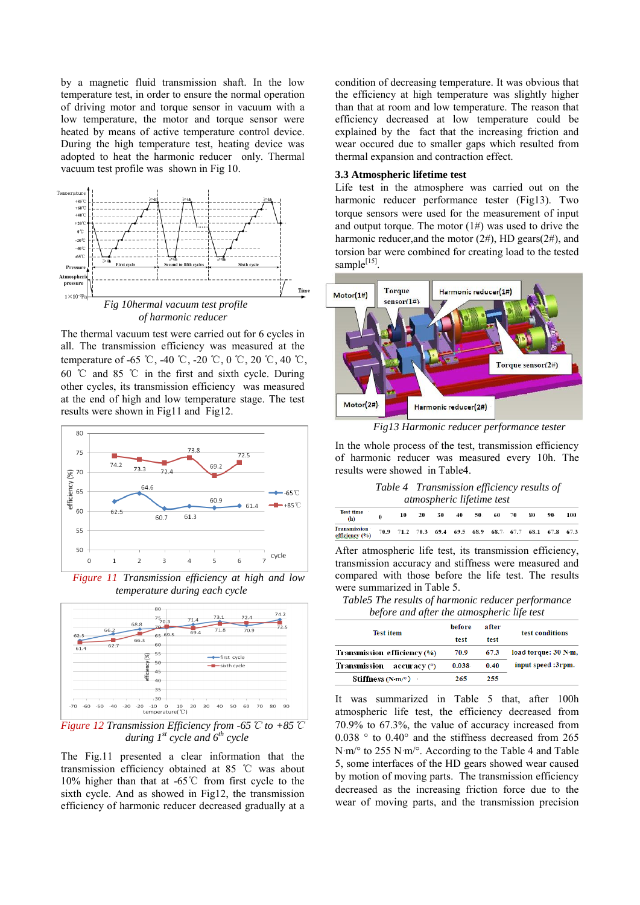by a magnetic fluid transmission shaft. In the low temperature test, in order to ensure the normal operation of driving motor and torque sensor in vacuum with a low temperature, the motor and torque sensor were heated by means of active temperature control device. During the high temperature test, heating device was adopted to heat the harmonic reducer only. Thermal vacuum test profile was shown in Fig 10.

*Fig 10hermal vacuum test profile of harmonic reducer*

The thermal vacuum test were carried out for 6 cycles in all. The transmission efficiency was measured at the temperature of -65 ℃, -40 ℃, -20 ℃, 0 ℃, 20 ℃, 40 ℃, 60 ℃ and 85 ℃ in the first and sixth cycle. During other cycles, its transmission efficiency was measured at the end of high and low temperature stage. The test results were shown in Fig11 and Fig12.

*Figure 11 Transmission efficiency at high and low temperature during each cycle*

*Figure 12 Transmission Efficiency from -65 ℃ to +85 ℃ during 1st cycle and 6th cycle*

The Fig.11 presented a clear information that the transmission efficiency obtained at 85 ℃ was about 10% higher than that at -65℃ from first cycle to the sixth cycle. And as showed in Fig12, the transmission efficiency of harmonic reducer decreased gradually at a condition of decreasing temperature. It was obvious that the efficiency at high temperature was slightly higher than that at room and low temperature. The reason that efficiency decreased at low temperature could be explained by the fact that the increasing friction and wear occured due to smaller gaps which resulted from thermal expansion and contraction effect.

### 3.3 Atmospheric lifetime test

Life test in the atmosphere was carried out on the harmonic reducer performance tester (Fig13). Two torque sensors were used for the measurement of input and output torque. The motor (1#) was used to drive the harmonic reducer,and the motor (2#), HD gears(2#), and torsion bar were combined for creating load to the tested sample[15].

*Fig13 Harmonic reducer performance tester*

In the whole process of the test, transmission efficiency of harmonic reducer was measured every 10h. The results were showed in Table4.

*Table 4 Transmission efficiency results of atmospheric lifetime test*

| Test time (h) | 0 | 10 | 20 | 30 | 40 | 50 | 60 | 70 | 80 | 90 | 100 |
|---|---|---|---|---|---|---|---|---|---|---|---|
| Transmission efficiency (%) | 70.9 | 71.2 | 70.3 | 69.4 | 69.5 | 68.9 | 68.7 | 67.7 | 68.1 | 67.8 | 67.3 |

After atmospheric life test, its transmission efficiency, transmission accuracy and stiffness were measured and compared with those before the life test. The results were summarized in Table 5.

*Table5 The results of harmonic reducer performance before and after the atmospheric life test*

| Test item | before test | after test | test conditions |
|---|---|---|---|
| Transmission efficiency (%) | 70.9 | 67.3 | load torque: 30 N·m, |
| Transmission accuracy (°) | 0.038 | 0.40 | input speed :3rpm. |
| Stiffness (N·m/°) | 265 | 255 | |

It was summarized in Table 5 that, after 100h atmospheric life test, the efficiency decreased from 70.9% to 67.3%, the value of accuracy increased from 0.038 ° to 0.40° and the stiffness decreased from 265 N·m/° to 255 N·m/°. According to the Table 4 and Table 5, some interfaces of the HD gears showed wear caused by motion of moving parts. The transmission efficiency decreased as the increasing friction force due to the wear of moving parts, and the transmission precision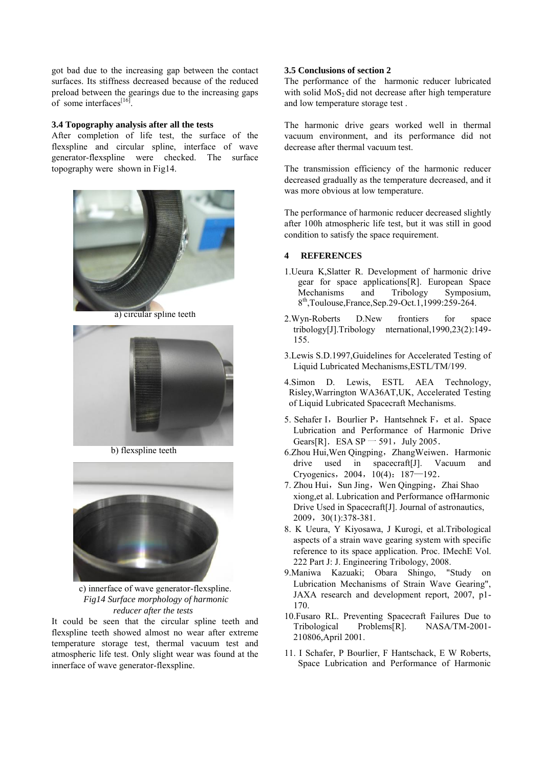got bad due to the increasing gap between the contact surfaces. Its stiffness decreased because of the reduced preload between the gearings due to the increasing gaps of some interfaces[16].

### 3.4 Topography analysis after all the tests

After completion of life test, the surface of the flexspline and circular spline, interface of wave generator-flexspline were checked. The surface topography were shown in Fig14.

a) circular spline teeth

b) flexspline teeth

c) innerface of wave generator-flexspline.

*Fig14 Surface morphology of harmonic reducer after the tests*

It could be seen that the circular spline teeth and flexspline teeth showed almost no wear after extreme temperature storage test, thermal vacuum test and atmospheric life test. Only slight wear was found at the innerface of wave generator-flexspline.

### 3.5 Conclusions of section 2

The performance of the harmonic reducer lubricated with solid $MoS_2$ did not decrease after high temperature and low temperature storage test .

The harmonic drive gears worked well in thermal vacuum environment, and its performance did not decrease after thermal vacuum test.

The transmission efficiency of the harmonic reducer decreased gradually as the temperature decreased, and it was more obvious at low temperature.

The performance of harmonic reducer decreased slightly after 100h atmospheric life test, but it was still in good condition to satisfy the space requirement.

## 4 REFERENCES

1. Ueura K,Slatter R. Development of harmonic drive gear for space applications[R]. European Space Mechanisms and Tribology Symposium, 8th,Toulouse,France,Sep.29-Oct.1,1999:259-264.
2. Wyn-Roberts D.New frontiers for space tribology[J].Tribology nternational,1990,23(2):149-155.
3. Lewis S.D.1997,Guidelines for Accelerated Testing of Liquid Lubricated Mechanisms,ESTL/TM/199.
4. Simon D. Lewis, ESTL AEA Technology, Risley,Warrington WA36AT,UK, Accelerated Testing of Liquid Lubricated Spacecraft Mechanisms.
5. Sehafer I，Bourlier P，Hantsehnek F，et al．Space Lubrication and Performance of Harmonic Drive Gears[R]．ESA SP — 591，July 2005．
6. Zhou Hui,Wen Qingping，ZhangWeiwen．Harmonic drive used in spacecraft[J]. Vacuum and Cryogenics，2004，10(4)：187—192．
7. Zhou Hui，Sun Jing，Wen Qingping，Zhai Shao xiong,et al. Lubrication and Performance ofHarmonic Drive Used in Spacecraft[J]. Journal of astronautics, 2009，30(1):378-381.
8. K Ueura, Y Kiyosawa, J Kurogi, et al.Tribological aspects of a strain wave gearing system with specific reference to its space application. Proc. IMechE Vol. 222 Part J: J. Engineering Tribology, 2008.
9. Maniwa Kazuaki; Obara Shingo, "Study on Lubrication Mechanisms of Strain Wave Gearing", JAXA research and development report, 2007, p1-170.
10. Fusaro RL. Preventing Spacecraft Failures Due to Tribological Problems[R]. NASA/TM-2001-210806,April 2001.
11. I Schafer, P Bourlier, F Hantschack, E W Roberts, Space Lubrication and Performance of Harmonic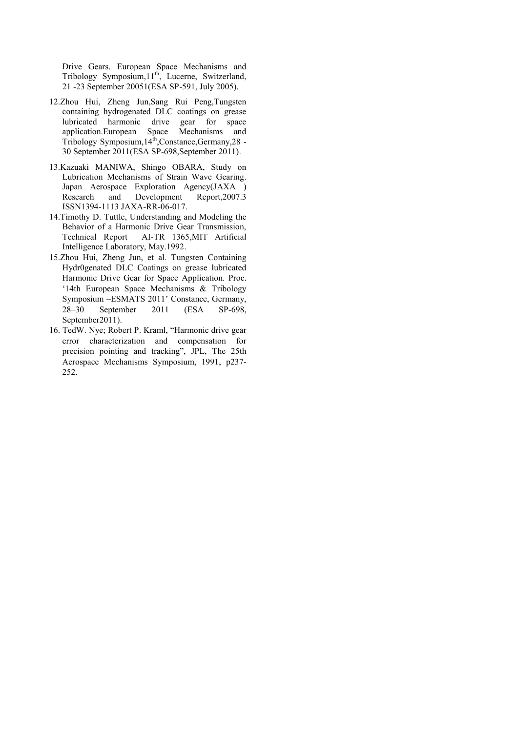Drive Gears. European Space Mechanisms and Tribology Symposium,11[th], Lucerne, Switzerland, 21 -23 September 20051(ESA SP-591, July 2005).

12.Zhou Hui, Zheng Jun,Sang Rui Peng,Tungsten containing hydrogenated DLC coatings on grease lubricated harmonic drive gear for space application.European Space Mechanisms and Tribology Symposium,14[th],Constance,Germany,28 - 30 September 2011(ESA SP-698,September 2011).

13.Kazuaki MANIWA, Shingo OBARA, Study on Lubrication Mechanisms of Strain Wave Gearing. Japan Aerospace Exploration Agency(JAXA ) Research and Development Report,2007.3 ISSN1394-1113 JAXA-RR-06-017.

14.Timothy D. Tuttle, Understanding and Modeling the Behavior of a Harmonic Drive Gear Transmission, Technical Report AI-TR 1365,MIT Artificial Intelligence Laboratory, May.1992.

15.Zhou Hui, Zheng Jun, et al. Tungsten Containing Hydr0genated DLC Coatings on grease lubricated Harmonic Drive Gear for Space Application. Proc. '14th European Space Mechanisms & Tribology Symposium –ESMATS 2011' Constance, Germany, 28–30 September 2011 (ESA SP-698, September2011).

16. TedW. Nye; Robert P. Kraml, "Harmonic drive gear error characterization and compensation for precision pointing and tracking", JPL, The 25th Aerospace Mechanisms Symposium, 1991, p237-252.